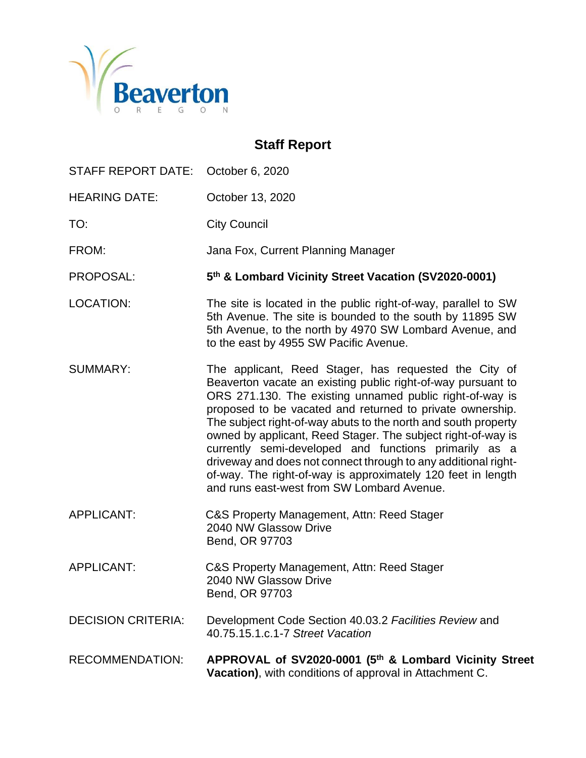Beaverton
OREGON

# Staff Report

| | |
|---|---|
| STAFF REPORT DATE: | October 6, 2020 |
| HEARING DATE: | October 13, 2020 |
| TO: | City Council |
| FROM: | Jana Fox, Current Planning Manager |
| PROPOSAL: | **5th & Lombard Vicinity Street Vacation (SV2020-0001)** |
| LOCATION: | The site is located in the public right-of-way, parallel to SW 5th Avenue. The site is bounded to the south by 11895 SW 5th Avenue, to the north by 4970 SW Lombard Avenue, and to the east by 4955 SW Pacific Avenue. |
| SUMMARY: | The applicant, Reed Stager, has requested the City of Beaverton vacate an existing public right-of-way pursuant to ORS 271.130. The existing unnamed public right-of-way is proposed to be vacated and returned to private ownership. The subject right-of-way abuts to the north and south property owned by applicant, Reed Stager. The subject right-of-way is currently semi-developed and functions primarily as a driveway and does not connect through to any additional right-of-way. The right-of-way is approximately 120 feet in length and runs east-west from SW Lombard Avenue. |
| APPLICANT: | C&S Property Management, Attn: Reed Stager<br>2040 NW Glassow Drive<br>Bend, OR 97703 |
| APPLICANT: | C&S Property Management, Attn: Reed Stager<br>2040 NW Glassow Drive<br>Bend, OR 97703 |
| DECISION CRITERIA: | Development Code Section 40.03.2 *Facilities Review* and 40.75.15.1.c.1-7 *Street Vacation* |
| RECOMMENDATION: | **APPROVAL of SV2020-0001 (5th & Lombard Vicinity Street Vacation)**, with conditions of approval in Attachment C. |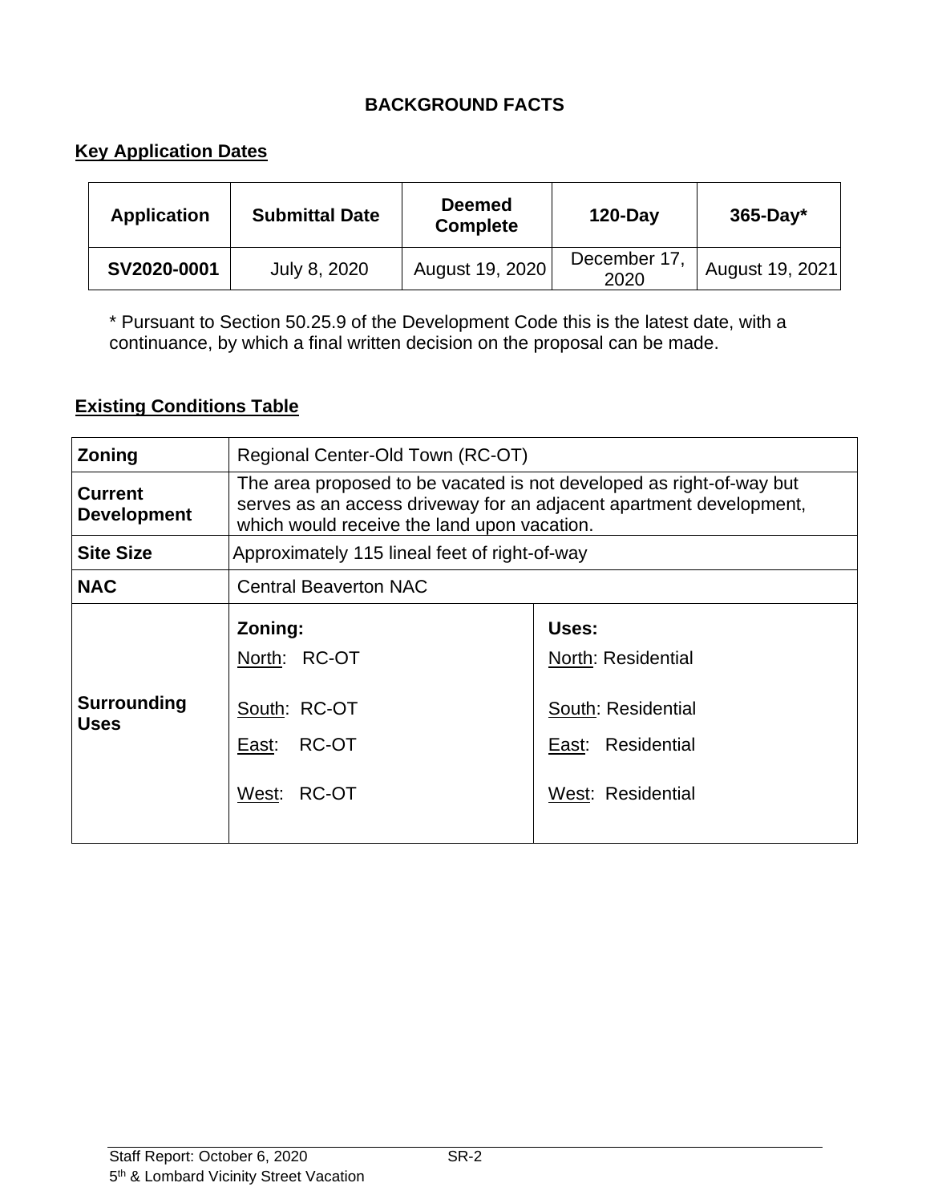# BACKGROUND FACTS

## Key Application Dates

| Application | Submittal Date | Deemed Complete | 120-Day | 365-Day* |
|---|---|---|---|---|
| **SV2020-0001** | July 8, 2020 | August 19, 2020 | December 17, 2020 | August 19, 2021 |

* Pursuant to Section 50.25.9 of the Development Code this is the latest date, with a continuance, by which a final written decision on the proposal can be made.

## Existing Conditions Table

| | | |
|---|---|---|
| **Zoning** | Regional Center-Old Town (RC-OT) | |
| **Current Development** | The area proposed to be vacated is not developed as right-of-way but serves as an access driveway for an adjacent apartment development, which would receive the land upon vacation. | |
| **Site Size** | Approximately 115 lineal feet of right-of-way | |
| **NAC** | Central Beaverton NAC | |
| **Surrounding Uses** | **Zoning:**<br>North: RC-OT<br>South: RC-OT<br>East: RC-OT<br>West: RC-OT | **Uses:**<br>North: Residential<br>South: Residential<br>East: Residential<br>West: Residential |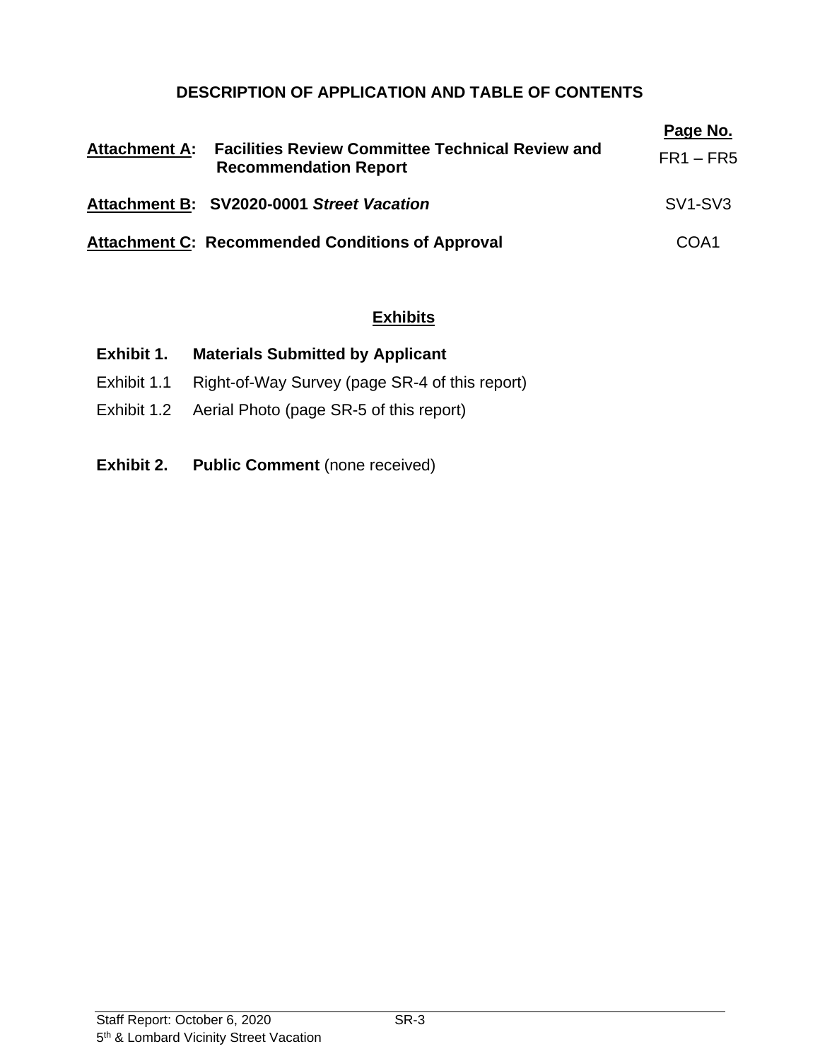## DESCRIPTION OF APPLICATION AND TABLE OF CONTENTS

| | | Page No. |
|---|---|---|
| **Attachment A:** | **Facilities Review Committee Technical Review and Recommendation Report** | FR1 – FR5 |
| **Attachment B:** | **SV2020-0001 *Street Vacation*** | SV1-SV3 |
| **Attachment C:** | **Recommended Conditions of Approval** | COA1 |

### Exhibits

**Exhibit 1. Materials Submitted by Applicant**

Exhibit 1.1 Right-of-Way Survey (page SR-4 of this report)

Exhibit 1.2 Aerial Photo (page SR-5 of this report)

**Exhibit 2. Public Comment** (none received)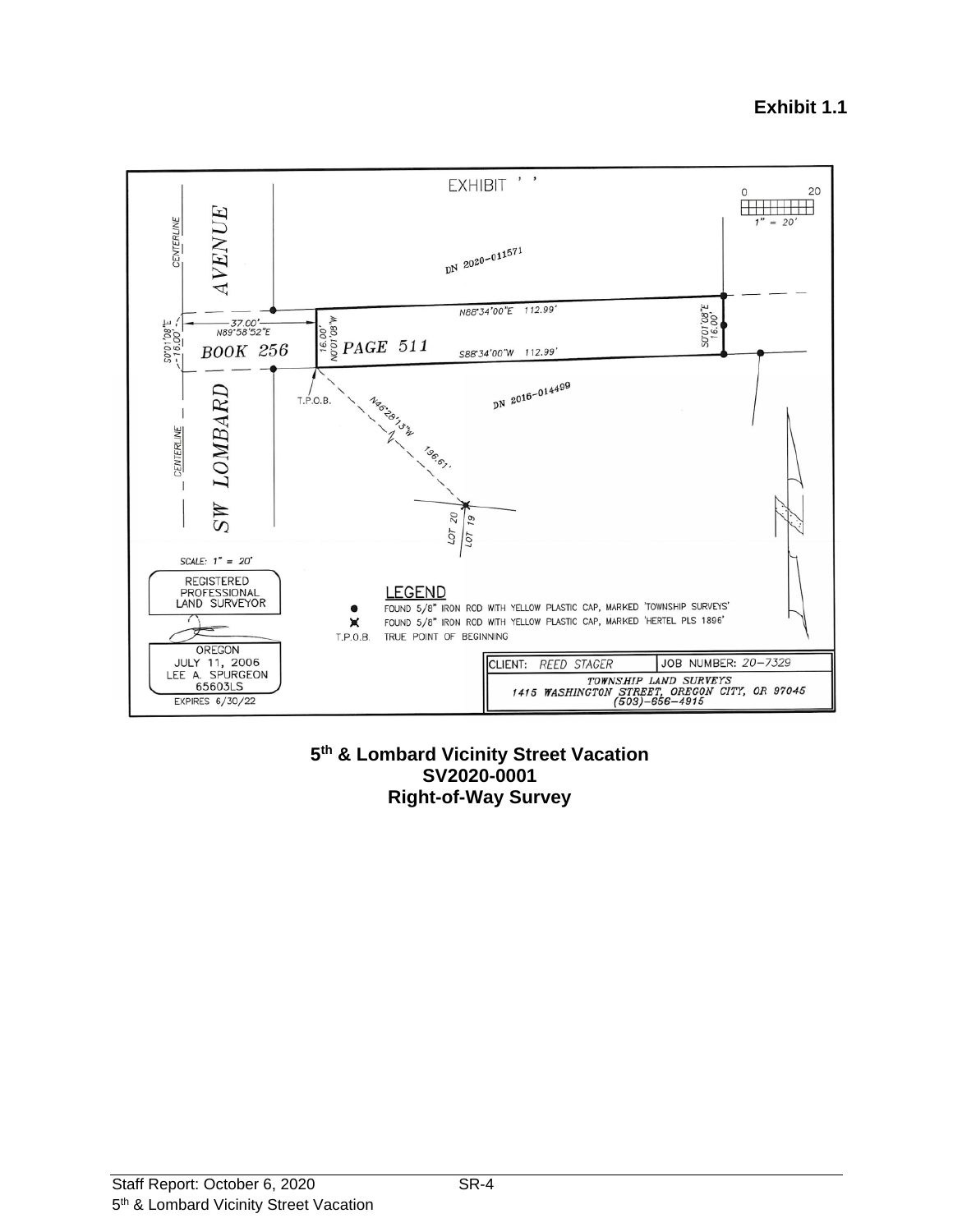**Exhibit 1.1**

EXHIBIT

0 20

1" = 20'

CENTERLINE

AVENUE

DN 2020-011571

37.00'

N89°58'52"E

S0°01'08"E 16.00'

N88°34'00"E 112.99'

16.00' N0°01'08"W

S0°01'08"E 16.00'

BOOK 256

PAGE 511

S88°34'00"W 112.99'

T.P.O.B.

N46°28'13"W

196.61'

DN 2016-014499

CENTERLINE

SW LOMBARD

LOT 20

LOT 19

SCALE: 1" = 20'

REGISTERED PROFESSIONAL LAND SURVEYOR

OREGON JULY 11, 2006 LEE A. SPURGEON 65603LS

EXPIRES 6/30/22

LEGEND

● FOUND 5/8" IRON ROD WITH YELLOW PLASTIC CAP, MARKED 'TOWNSHIP SURVEYS'

✖ FOUND 5/8" IRON ROD WITH YELLOW PLASTIC CAP, MARKED 'HERTEL PLS 1896'

T.P.O.B. TRUE POINT OF BEGINNING

CLIENT: REED STAGER | JOB NUMBER: 20-7329

TOWNSHIP LAND SURVEYS
1415 WASHINGTON STREET, OREGON CITY, OR 97045
(503)-656-4915

**5th & Lombard Vicinity Street Vacation**
**SV2020-0001**
**Right-of-Way Survey**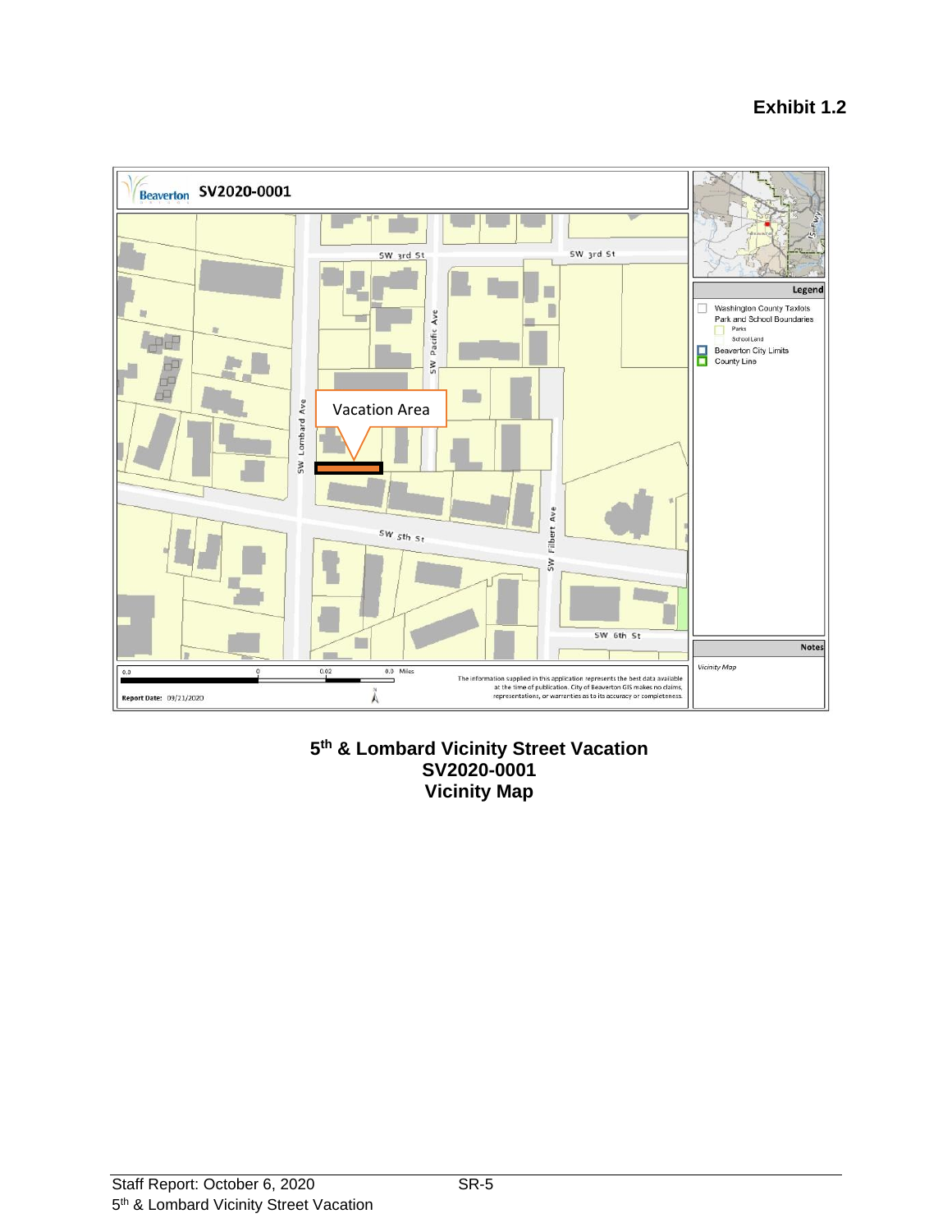**Exhibit 1.2**

Beaverton **SV2020-0001**

SW 3rd St

SW 3rd St

SW Pacific Ave

SW Lombard Ave

Vacation Area

SW 5th St

SW Filbert Ave

SW 6th St

Legend

Washington County Taxlots
Park and School Boundaries
Parks
School Land
Beaverton City Limits
County Line

Notes

*Vicinity Map*

0.0 0 0.02 0.0 Miles

**Report Date:** 09/21/2020

The information supplied in this application represents the best data available at the time of publication. City of Beaverton GIS makes no claims, representations, or warranties as to its accuracy or completeness.

**5th & Lombard Vicinity Street Vacation**
**SV2020-0001**
**Vicinity Map**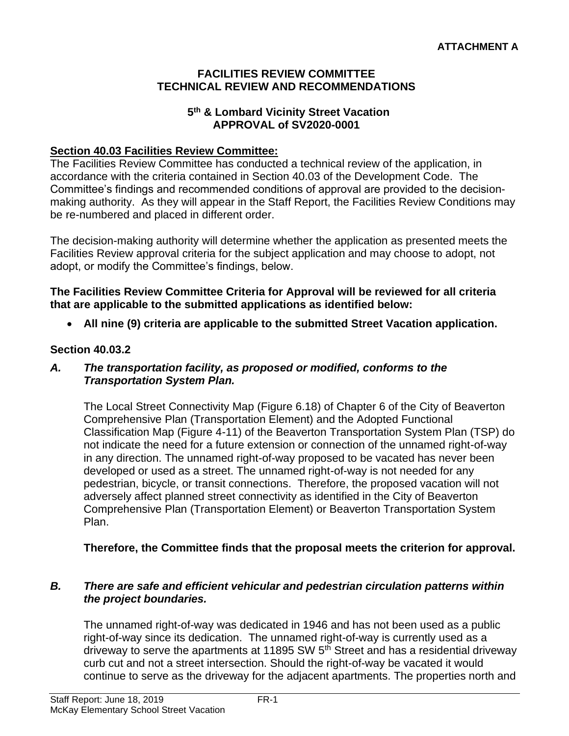**ATTACHMENT A**

**FACILITIES REVIEW COMMITTEE**
**TECHNICAL REVIEW AND RECOMMENDATIONS**

**5th & Lombard Vicinity Street Vacation**
**APPROVAL of SV2020-0001**

**Section 40.03 Facilities Review Committee:**

The Facilities Review Committee has conducted a technical review of the application, in accordance with the criteria contained in Section 40.03 of the Development Code. The Committee's findings and recommended conditions of approval are provided to the decision-making authority. As they will appear in the Staff Report, the Facilities Review Conditions may be re-numbered and placed in different order.

The decision-making authority will determine whether the application as presented meets the Facilities Review approval criteria for the subject application and may choose to adopt, not adopt, or modify the Committee's findings, below.

**The Facilities Review Committee Criteria for Approval will be reviewed for all criteria that are applicable to the submitted applications as identified below:**

- **All nine (9) criteria are applicable to the submitted Street Vacation application.**

**Section 40.03.2**

***A. The transportation facility, as proposed or modified, conforms to the Transportation System Plan.***

The Local Street Connectivity Map (Figure 6.18) of Chapter 6 of the City of Beaverton Comprehensive Plan (Transportation Element) and the Adopted Functional Classification Map (Figure 4-11) of the Beaverton Transportation System Plan (TSP) do not indicate the need for a future extension or connection of the unnamed right-of-way in any direction. The unnamed right-of-way proposed to be vacated has never been developed or used as a street. The unnamed right-of-way is not needed for any pedestrian, bicycle, or transit connections. Therefore, the proposed vacation will not adversely affect planned street connectivity as identified in the City of Beaverton Comprehensive Plan (Transportation Element) or Beaverton Transportation System Plan.

**Therefore, the Committee finds that the proposal meets the criterion for approval.**

***B. There are safe and efficient vehicular and pedestrian circulation patterns within the project boundaries.***

The unnamed right-of-way was dedicated in 1946 and has not been used as a public right-of-way since its dedication. The unnamed right-of-way is currently used as a driveway to serve the apartments at 11895 SW 5th Street and has a residential driveway curb cut and not a street intersection. Should the right-of-way be vacated it would continue to serve as the driveway for the adjacent apartments. The properties north and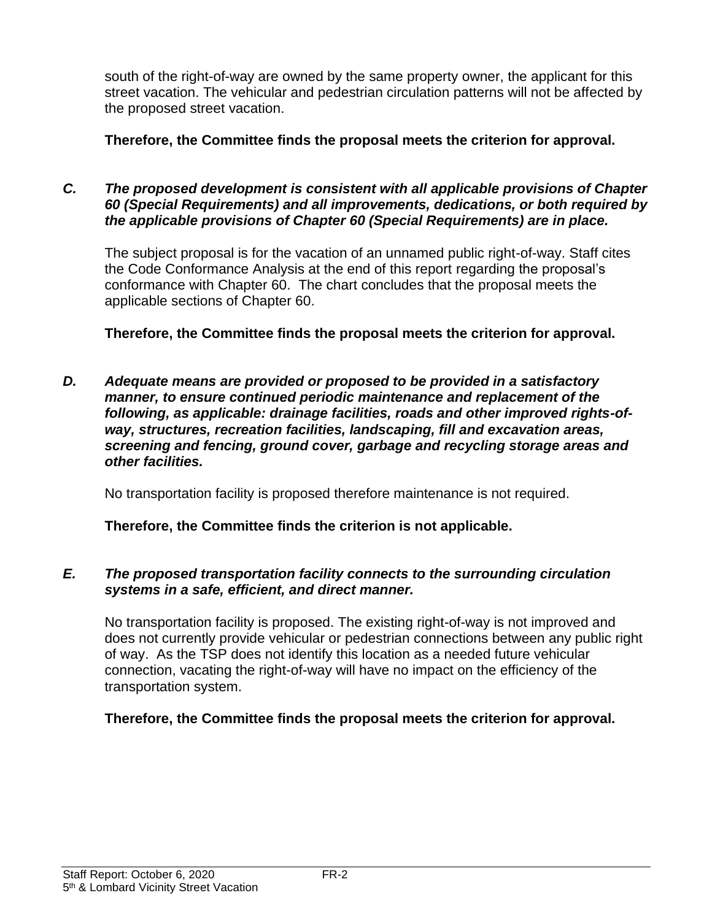south of the right-of-way are owned by the same property owner, the applicant for this street vacation. The vehicular and pedestrian circulation patterns will not be affected by the proposed street vacation.

**Therefore, the Committee finds the proposal meets the criterion for approval.**

***C. The proposed development is consistent with all applicable provisions of Chapter 60 (Special Requirements) and all improvements, dedications, or both required by the applicable provisions of Chapter 60 (Special Requirements) are in place.***

The subject proposal is for the vacation of an unnamed public right-of-way. Staff cites the Code Conformance Analysis at the end of this report regarding the proposal's conformance with Chapter 60. The chart concludes that the proposal meets the applicable sections of Chapter 60.

**Therefore, the Committee finds the proposal meets the criterion for approval.**

***D. Adequate means are provided or proposed to be provided in a satisfactory manner, to ensure continued periodic maintenance and replacement of the following, as applicable: drainage facilities, roads and other improved rights-of-way, structures, recreation facilities, landscaping, fill and excavation areas, screening and fencing, ground cover, garbage and recycling storage areas and other facilities.***

No transportation facility is proposed therefore maintenance is not required.

**Therefore, the Committee finds the criterion is not applicable.**

***E. The proposed transportation facility connects to the surrounding circulation systems in a safe, efficient, and direct manner.***

No transportation facility is proposed. The existing right-of-way is not improved and does not currently provide vehicular or pedestrian connections between any public right of way. As the TSP does not identify this location as a needed future vehicular connection, vacating the right-of-way will have no impact on the efficiency of the transportation system.

**Therefore, the Committee finds the proposal meets the criterion for approval.**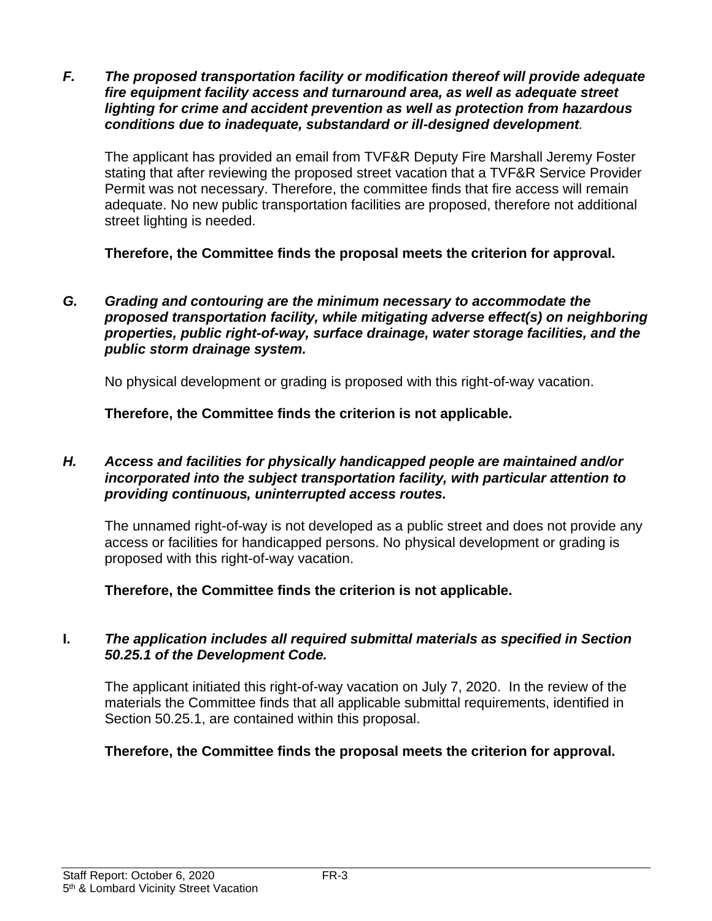***F. The proposed transportation facility or modification thereof will provide adequate fire equipment facility access and turnaround area, as well as adequate street lighting for crime and accident prevention as well as protection from hazardous conditions due to inadequate, substandard or ill-designed development*.**

The applicant has provided an email from TVF&R Deputy Fire Marshall Jeremy Foster stating that after reviewing the proposed street vacation that a TVF&R Service Provider Permit was not necessary. Therefore, the committee finds that fire access will remain adequate. No new public transportation facilities are proposed, therefore not additional street lighting is needed.

**Therefore, the Committee finds the proposal meets the criterion for approval.**

***G. Grading and contouring are the minimum necessary to accommodate the proposed transportation facility, while mitigating adverse effect(s) on neighboring properties, public right-of-way, surface drainage, water storage facilities, and the public storm drainage system.***

No physical development or grading is proposed with this right-of-way vacation.

**Therefore, the Committee finds the criterion is not applicable.**

***H. Access and facilities for physically handicapped people are maintained and/or incorporated into the subject transportation facility, with particular attention to providing continuous, uninterrupted access routes.***

The unnamed right-of-way is not developed as a public street and does not provide any access or facilities for handicapped persons. No physical development or grading is proposed with this right-of-way vacation.

**Therefore, the Committee finds the criterion is not applicable.**

**I. *The application includes all required submittal materials as specified in Section 50.25.1 of the Development Code.***

The applicant initiated this right-of-way vacation on July 7, 2020. In the review of the materials the Committee finds that all applicable submittal requirements, identified in Section 50.25.1, are contained within this proposal.

**Therefore, the Committee finds the proposal meets the criterion for approval.**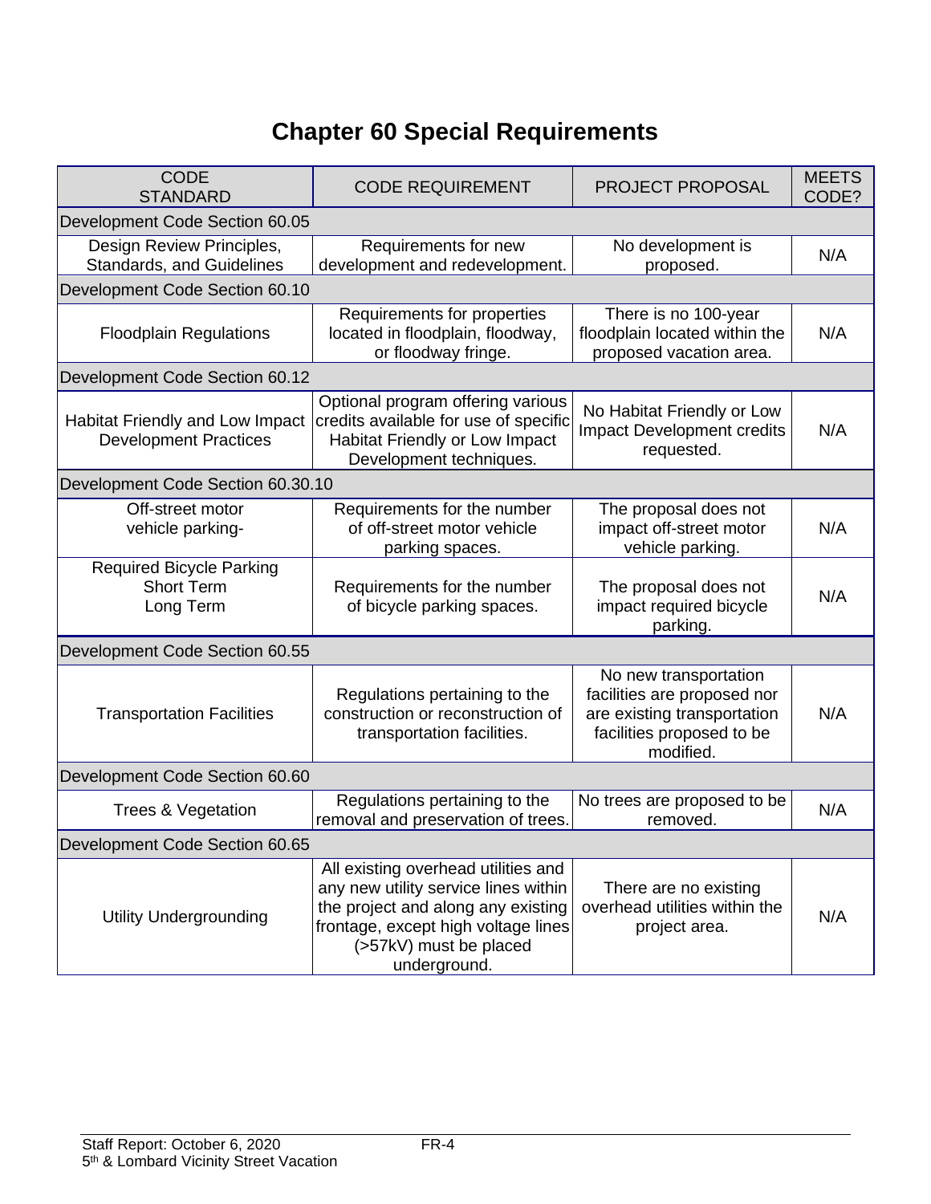# Chapter 60 Special Requirements

| CODE STANDARD | CODE REQUIREMENT | PROJECT PROPOSAL | MEETS CODE? |
|---|---|---|---|
| Development Code Section 60.05 | | | |
| Design Review Principles, Standards, and Guidelines | Requirements for new development and redevelopment. | No development is proposed. | N/A |
| Development Code Section 60.10 | | | |
| Floodplain Regulations | Requirements for properties located in floodplain, floodway, or floodway fringe. | There is no 100-year floodplain located within the proposed vacation area. | N/A |
| Development Code Section 60.12 | | | |
| Habitat Friendly and Low Impact Development Practices | Optional program offering various credits available for use of specific Habitat Friendly or Low Impact Development techniques. | No Habitat Friendly or Low Impact Development credits requested. | N/A |
| Development Code Section 60.30.10 | | | |
| Off-street motor vehicle parking- | Requirements for the number of off-street motor vehicle parking spaces. | The proposal does not impact off-street motor vehicle parking. | N/A |
| Required Bicycle Parking Short Term Long Term | Requirements for the number of bicycle parking spaces. | The proposal does not impact required bicycle parking. | N/A |
| Development Code Section 60.55 | | | |
| Transportation Facilities | Regulations pertaining to the construction or reconstruction of transportation facilities. | No new transportation facilities are proposed nor are existing transportation facilities proposed to be modified. | N/A |
| Development Code Section 60.60 | | | |
| Trees & Vegetation | Regulations pertaining to the removal and preservation of trees. | No trees are proposed to be removed. | N/A |
| Development Code Section 60.65 | | | |
| Utility Undergrounding | All existing overhead utilities and any new utility service lines within the project and along any existing frontage, except high voltage lines (>57kV) must be placed underground. | There are no existing overhead utilities within the project area. | N/A |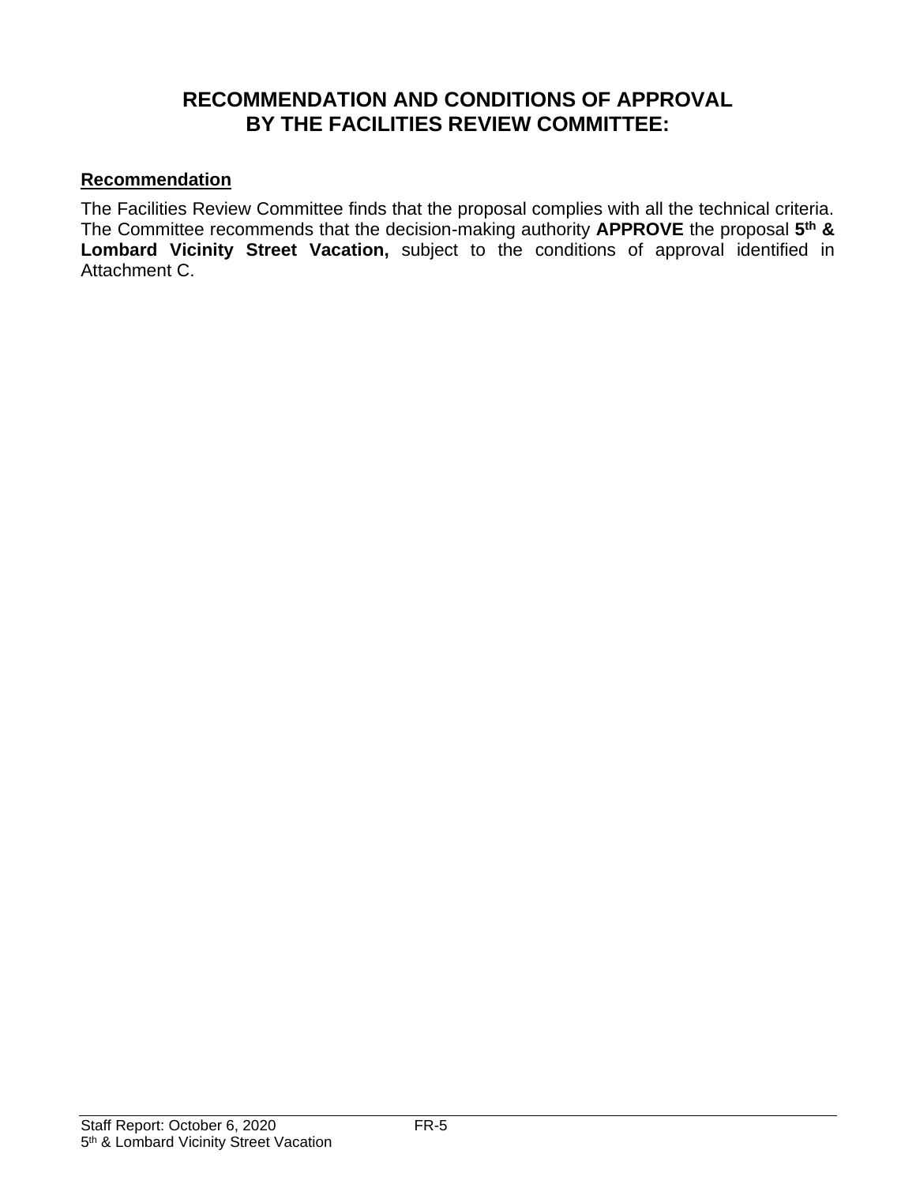# RECOMMENDATION AND CONDITIONS OF APPROVAL BY THE FACILITIES REVIEW COMMITTEE:

**Recommendation**

The Facilities Review Committee finds that the proposal complies with all the technical criteria. The Committee recommends that the decision-making authority **APPROVE** the proposal **5th & Lombard Vicinity Street Vacation,** subject to the conditions of approval identified in Attachment C.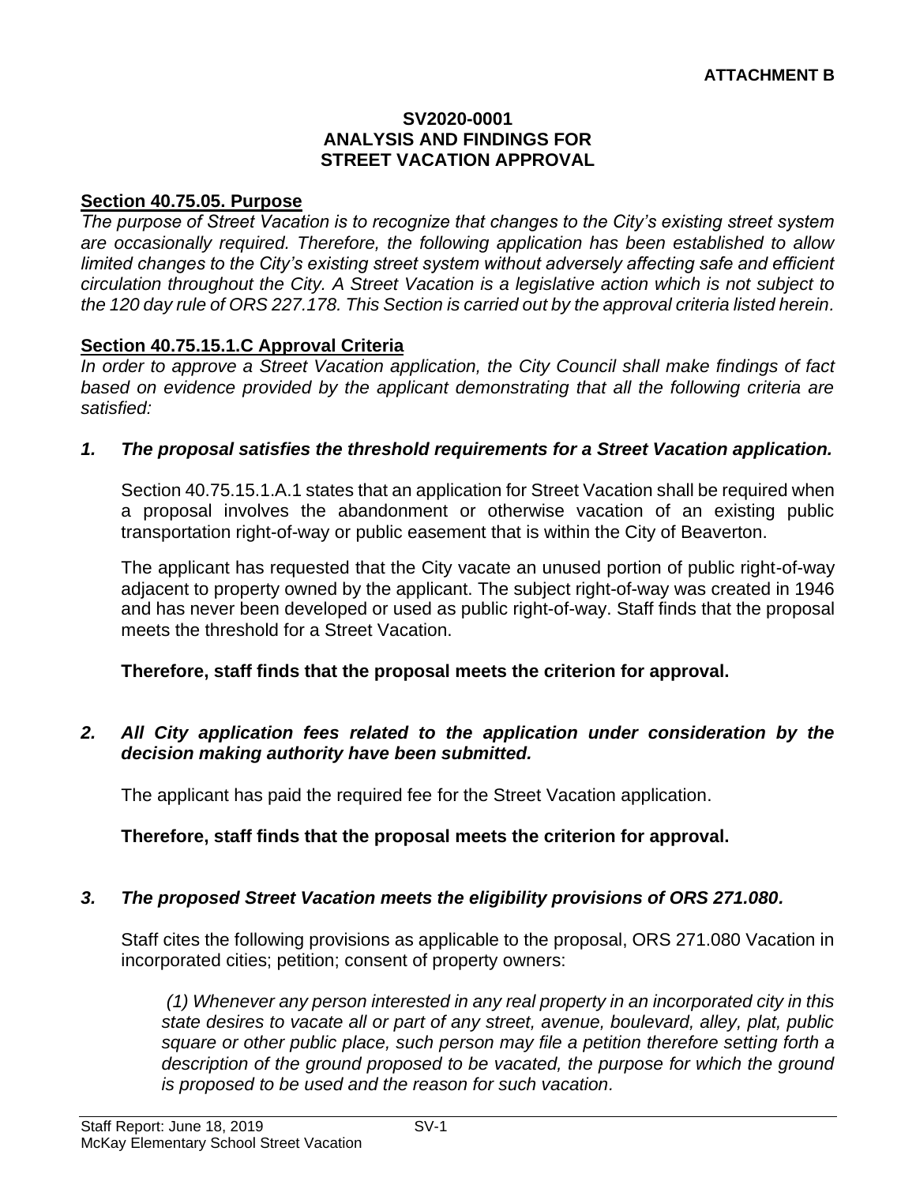**ATTACHMENT B**

**SV2020-0001**
**ANALYSIS AND FINDINGS FOR**
**STREET VACATION APPROVAL**

**Section 40.75.05. Purpose**

*The purpose of Street Vacation is to recognize that changes to the City's existing street system are occasionally required. Therefore, the following application has been established to allow limited changes to the City's existing street system without adversely affecting safe and efficient circulation throughout the City. A Street Vacation is a legislative action which is not subject to the 120 day rule of ORS 227.178. This Section is carried out by the approval criteria listed herein.*

**Section 40.75.15.1.C Approval Criteria**

*In order to approve a Street Vacation application, the City Council shall make findings of fact based on evidence provided by the applicant demonstrating that all the following criteria are satisfied:*

***1. The proposal satisfies the threshold requirements for a Street Vacation application.***

Section 40.75.15.1.A.1 states that an application for Street Vacation shall be required when a proposal involves the abandonment or otherwise vacation of an existing public transportation right-of-way or public easement that is within the City of Beaverton.

The applicant has requested that the City vacate an unused portion of public right-of-way adjacent to property owned by the applicant. The subject right-of-way was created in 1946 and has never been developed or used as public right-of-way. Staff finds that the proposal meets the threshold for a Street Vacation.

**Therefore, staff finds that the proposal meets the criterion for approval.**

***2. All City application fees related to the application under consideration by the decision making authority have been submitted.***

The applicant has paid the required fee for the Street Vacation application.

**Therefore, staff finds that the proposal meets the criterion for approval.**

***3. The proposed Street Vacation meets the eligibility provisions of ORS 271.080.***

Staff cites the following provisions as applicable to the proposal, ORS 271.080 Vacation in incorporated cities; petition; consent of property owners:

*(1) Whenever any person interested in any real property in an incorporated city in this state desires to vacate all or part of any street, avenue, boulevard, alley, plat, public square or other public place, such person may file a petition therefore setting forth a description of the ground proposed to be vacated, the purpose for which the ground is proposed to be used and the reason for such vacation.*

Staff Report: June 18, 2019
McKay Elementary School Street Vacation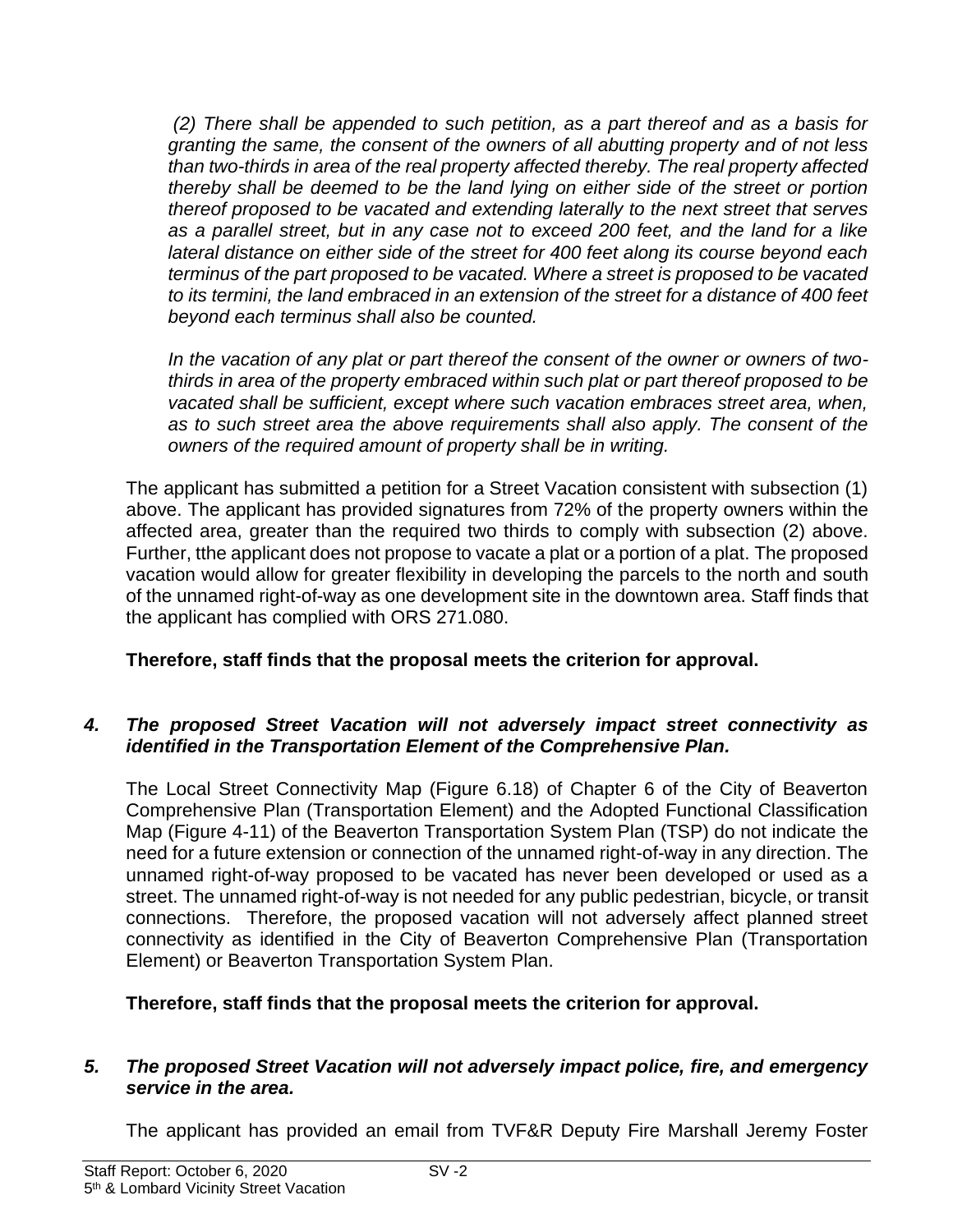*(2) There shall be appended to such petition, as a part thereof and as a basis for granting the same, the consent of the owners of all abutting property and of not less than two-thirds in area of the real property affected thereby. The real property affected thereby shall be deemed to be the land lying on either side of the street or portion thereof proposed to be vacated and extending laterally to the next street that serves as a parallel street, but in any case not to exceed 200 feet, and the land for a like lateral distance on either side of the street for 400 feet along its course beyond each terminus of the part proposed to be vacated. Where a street is proposed to be vacated to its termini, the land embraced in an extension of the street for a distance of 400 feet beyond each terminus shall also be counted.*

*In the vacation of any plat or part thereof the consent of the owner or owners of two-thirds in area of the property embraced within such plat or part thereof proposed to be vacated shall be sufficient, except where such vacation embraces street area, when, as to such street area the above requirements shall also apply. The consent of the owners of the required amount of property shall be in writing.*

The applicant has submitted a petition for a Street Vacation consistent with subsection (1) above. The applicant has provided signatures from 72% of the property owners within the affected area, greater than the required two thirds to comply with subsection (2) above. Further, tthe applicant does not propose to vacate a plat or a portion of a plat. The proposed vacation would allow for greater flexibility in developing the parcels to the north and south of the unnamed right-of-way as one development site in the downtown area. Staff finds that the applicant has complied with ORS 271.080.

**Therefore, staff finds that the proposal meets the criterion for approval.**

***4. The proposed Street Vacation will not adversely impact street connectivity as identified in the Transportation Element of the Comprehensive Plan.***

The Local Street Connectivity Map (Figure 6.18) of Chapter 6 of the City of Beaverton Comprehensive Plan (Transportation Element) and the Adopted Functional Classification Map (Figure 4-11) of the Beaverton Transportation System Plan (TSP) do not indicate the need for a future extension or connection of the unnamed right-of-way in any direction. The unnamed right-of-way proposed to be vacated has never been developed or used as a street. The unnamed right-of-way is not needed for any public pedestrian, bicycle, or transit connections. Therefore, the proposed vacation will not adversely affect planned street connectivity as identified in the City of Beaverton Comprehensive Plan (Transportation Element) or Beaverton Transportation System Plan.

**Therefore, staff finds that the proposal meets the criterion for approval.**

***5. The proposed Street Vacation will not adversely impact police, fire, and emergency service in the area.***

The applicant has provided an email from TVF&R Deputy Fire Marshall Jeremy Foster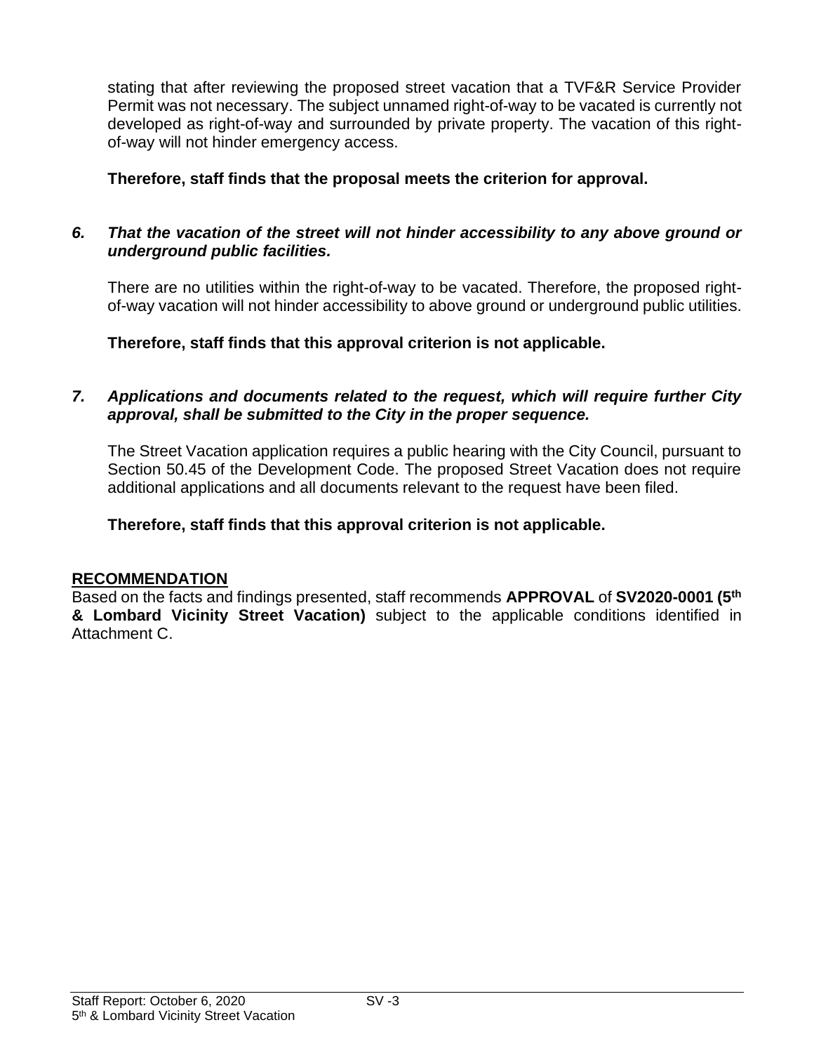stating that after reviewing the proposed street vacation that a TVF&R Service Provider Permit was not necessary. The subject unnamed right-of-way to be vacated is currently not developed as right-of-way and surrounded by private property. The vacation of this right-of-way will not hinder emergency access.

**Therefore, staff finds that the proposal meets the criterion for approval.**

***6. That the vacation of the street will not hinder accessibility to any above ground or underground public facilities.***

There are no utilities within the right-of-way to be vacated. Therefore, the proposed right-of-way vacation will not hinder accessibility to above ground or underground public utilities.

**Therefore, staff finds that this approval criterion is not applicable.**

***7. Applications and documents related to the request, which will require further City approval, shall be submitted to the City in the proper sequence.***

The Street Vacation application requires a public hearing with the City Council, pursuant to Section 50.45 of the Development Code. The proposed Street Vacation does not require additional applications and all documents relevant to the request have been filed.

**Therefore, staff finds that this approval criterion is not applicable.**

## RECOMMENDATION

Based on the facts and findings presented, staff recommends **APPROVAL** of **SV2020-0001 (5th & Lombard Vicinity Street Vacation)** subject to the applicable conditions identified in Attachment C.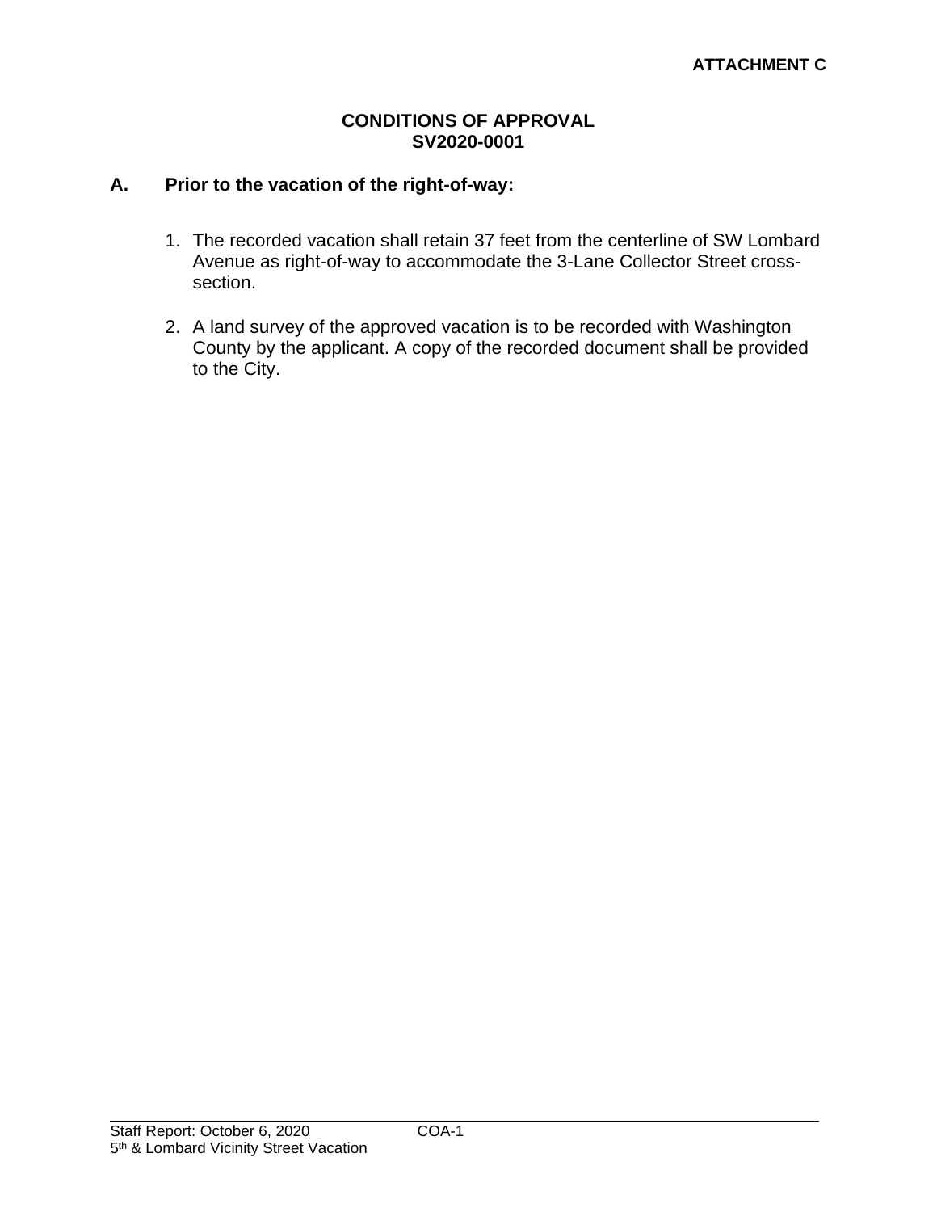**ATTACHMENT C**

## CONDITIONS OF APPROVAL
## SV2020-0001

### A. Prior to the vacation of the right-of-way:

1. The recorded vacation shall retain 37 feet from the centerline of SW Lombard Avenue as right-of-way to accommodate the 3-Lane Collector Street cross-section.

2. A land survey of the approved vacation is to be recorded with Washington County by the applicant. A copy of the recorded document shall be provided to the City.